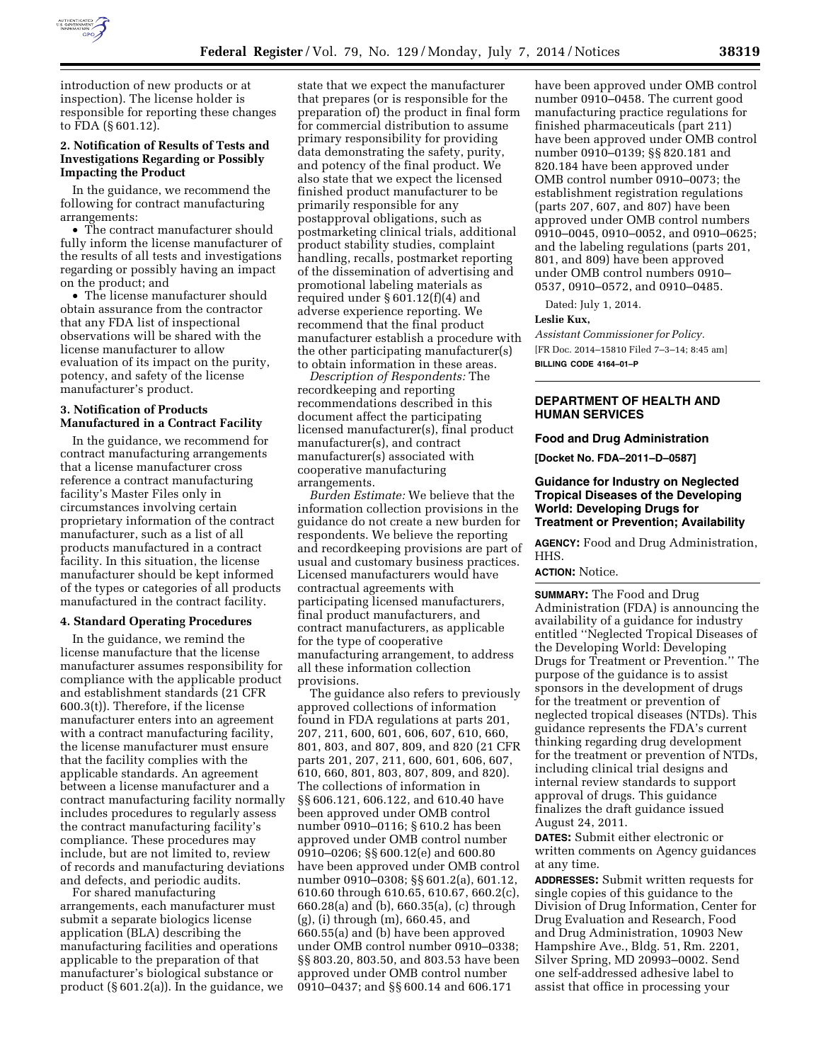introduction of new products or at inspection). The license holder is responsible for reporting these changes to FDA (§ 601.12).

### 2. Notification of Results of Tests and Investigations Regarding or Possibly Impacting the Product

In the guidance, we recommend the following for contract manufacturing arrangements:

- The contract manufacturer should fully inform the license manufacturer of the results of all tests and investigations regarding or possibly having an impact on the product; and
- The license manufacturer should obtain assurance from the contractor that any FDA list of inspectional observations will be shared with the license manufacturer to allow evaluation of its impact on the purity, potency, and safety of the license manufacturer's product.

### 3. Notification of Products Manufactured in a Contract Facility

In the guidance, we recommend for contract manufacturing arrangements that a license manufacturer cross reference a contract manufacturing facility's Master Files only in circumstances involving certain proprietary information of the contract manufacturer, such as a list of all products manufactured in a contract facility. In this situation, the license manufacturer should be kept informed of the types or categories of all products manufactured in the contract facility.

### 4. Standard Operating Procedures

In the guidance, we remind the license manufacture that the license manufacturer assumes responsibility for compliance with the applicable product and establishment standards (21 CFR 600.3(t)). Therefore, if the license manufacturer enters into an agreement with a contract manufacturing facility, the license manufacturer must ensure that the facility complies with the applicable standards. An agreement between a license manufacturer and a contract manufacturing facility normally includes procedures to regularly assess the contract manufacturing facility's compliance. These procedures may include, but are not limited to, review of records and manufacturing deviations and defects, and periodic audits.

For shared manufacturing arrangements, each manufacturer must submit a separate biologics license application (BLA) describing the manufacturing facilities and operations applicable to the preparation of that manufacturer's biological substance or product (§ 601.2(a)). In the guidance, we state that we expect the manufacturer that prepares (or is responsible for the preparation of) the product in final form for commercial distribution to assume primary responsibility for providing data demonstrating the safety, purity, and potency of the final product. We also state that we expect the licensed finished product manufacturer to be primarily responsible for any postapproval obligations, such as postmarketing clinical trials, additional product stability studies, complaint handling, recalls, postmarket reporting of the dissemination of advertising and promotional labeling materials as required under § 601.12(f)(4) and adverse experience reporting. We recommend that the final product manufacturer establish a procedure with the other participating manufacturer(s) to obtain information in these areas.

*Description of Respondents:* The recordkeeping and reporting recommendations described in this document affect the participating licensed manufacturer(s), final product manufacturer(s), and contract manufacturer(s) associated with cooperative manufacturing arrangements.

*Burden Estimate:* We believe that the information collection provisions in the guidance do not create a new burden for respondents. We believe the reporting and recordkeeping provisions are part of usual and customary business practices. Licensed manufacturers would have contractual agreements with participating licensed manufacturers, final product manufacturers, and contract manufacturers, as applicable for the type of cooperative manufacturing arrangement, to address all these information collection provisions.

The guidance also refers to previously approved collections of information found in FDA regulations at parts 201, 207, 211, 600, 601, 606, 607, 610, 660, 801, 803, and 807, 809, and 820 (21 CFR parts 201, 207, 211, 600, 601, 606, 607, 610, 660, 801, 803, 807, 809, and 820). The collections of information in §§ 606.121, 606.122, and 610.40 have been approved under OMB control number 0910–0116; § 610.2 has been approved under OMB control number 0910–0206; §§ 600.12(e) and 600.80 have been approved under OMB control number 0910–0308; §§ 601.2(a), 601.12, 610.60 through 610.65, 610.67, 660.2(c), 660.28(a) and (b), 660.35(a), (c) through (g), (i) through (m), 660.45, and 660.55(a) and (b) have been approved under OMB control number 0910–0338; §§ 803.20, 803.50, and 803.53 have been approved under OMB control number 0910–0437; and §§ 600.14 and 606.171 have been approved under OMB control number 0910–0458. The current good manufacturing practice regulations for finished pharmaceuticals (part 211) have been approved under OMB control number 0910–0139; §§ 820.181 and 820.184 have been approved under OMB control number 0910–0073; the establishment registration regulations (parts 207, 607, and 807) have been approved under OMB control numbers 0910–0045, 0910–0052, and 0910–0625; and the labeling regulations (parts 201, 801, and 809) have been approved under OMB control numbers 0910–0537, 0910–0572, and 0910–0485.

Dated: July 1, 2014.

**Leslie Kux,**

*Assistant Commissioner for Policy.*

[FR Doc. 2014–15810 Filed 7–3–14; 8:45 am]

**BILLING CODE 4164–01–P**

---

## DEPARTMENT OF HEALTH AND HUMAN SERVICES

### Food and Drug Administration

**[Docket No. FDA–2011–D–0587]**

### Guidance for Industry on Neglected Tropical Diseases of the Developing World: Developing Drugs for Treatment or Prevention; Availability

**AGENCY:** Food and Drug Administration, HHS.

**ACTION:** Notice.

**SUMMARY:** The Food and Drug Administration (FDA) is announcing the availability of a guidance for industry entitled ''Neglected Tropical Diseases of the Developing World: Developing Drugs for Treatment or Prevention.'' The purpose of the guidance is to assist sponsors in the development of drugs for the treatment or prevention of neglected tropical diseases (NTDs). This guidance represents the FDA's current thinking regarding drug development for the treatment or prevention of NTDs, including clinical trial designs and internal review standards to support approval of drugs. This guidance finalizes the draft guidance issued August 24, 2011.

**DATES:** Submit either electronic or written comments on Agency guidances at any time.

**ADDRESSES:** Submit written requests for single copies of this guidance to the Division of Drug Information, Center for Drug Evaluation and Research, Food and Drug Administration, 10903 New Hampshire Ave., Bldg. 51, Rm. 2201, Silver Spring, MD 20993–0002. Send one self-addressed adhesive label to assist that office in processing your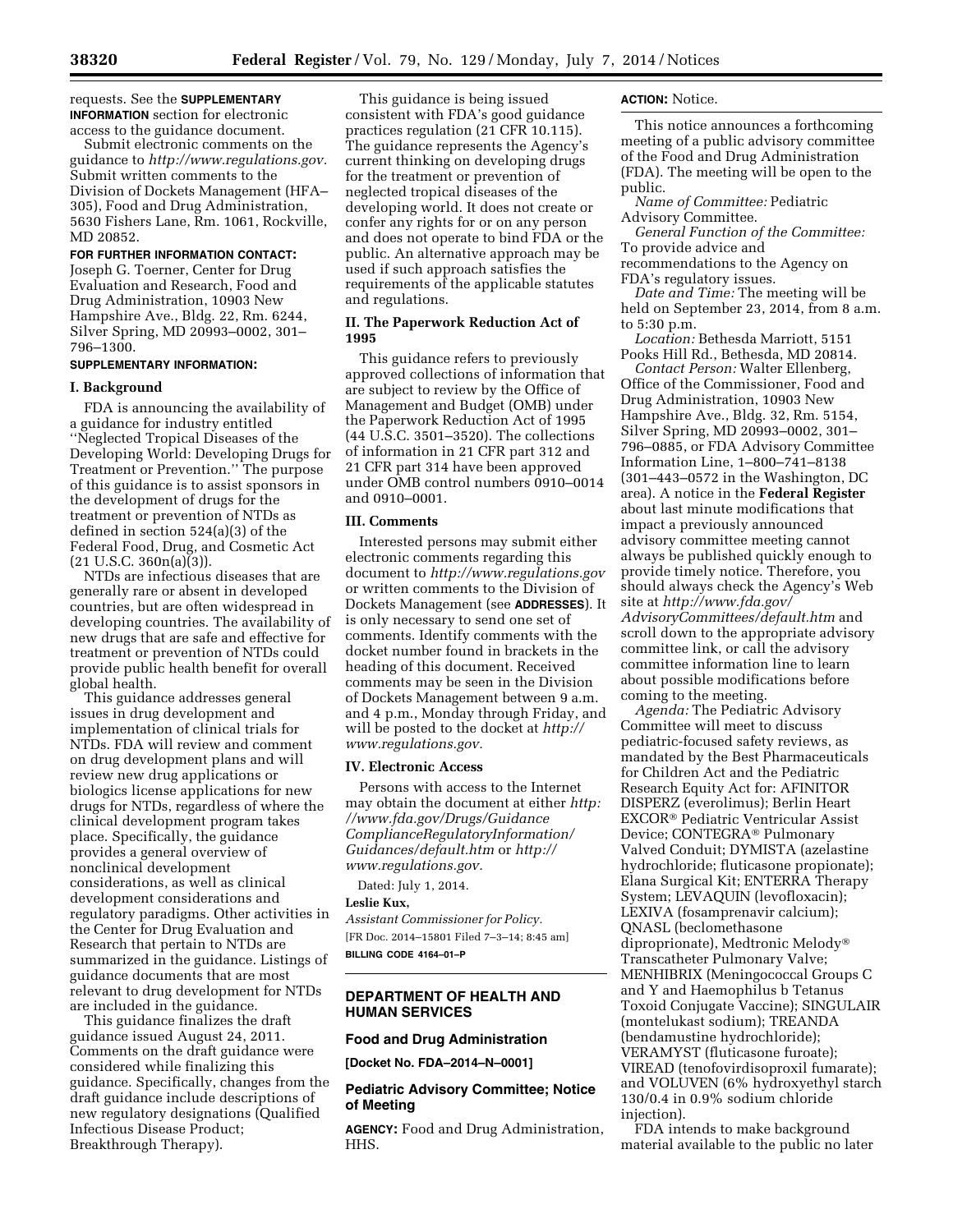requests. See the **SUPPLEMENTARY INFORMATION** section for electronic access to the guidance document.

Submit electronic comments on the guidance to *http://www.regulations.gov.* Submit written comments to the Division of Dockets Management (HFA–305), Food and Drug Administration, 5630 Fishers Lane, Rm. 1061, Rockville, MD 20852.

**FOR FURTHER INFORMATION CONTACT:** Joseph G. Toerner, Center for Drug Evaluation and Research, Food and Drug Administration, 10903 New Hampshire Ave., Bldg. 22, Rm. 6244, Silver Spring, MD 20993–0002, 301–796–1300.

**SUPPLEMENTARY INFORMATION:**

## I. Background

FDA is announcing the availability of a guidance for industry entitled ''Neglected Tropical Diseases of the Developing World: Developing Drugs for Treatment or Prevention.'' The purpose of this guidance is to assist sponsors in the development of drugs for the treatment or prevention of NTDs as defined in section 524(a)(3) of the Federal Food, Drug, and Cosmetic Act (21 U.S.C. 360n(a)(3)).

NTDs are infectious diseases that are generally rare or absent in developed countries, but are often widespread in developing countries. The availability of new drugs that are safe and effective for treatment or prevention of NTDs could provide public health benefit for overall global health.

This guidance addresses general issues in drug development and implementation of clinical trials for NTDs. FDA will review and comment on drug development plans and will review new drug applications or biologics license applications for new drugs for NTDs, regardless of where the clinical development program takes place. Specifically, the guidance provides a general overview of nonclinical development considerations, as well as clinical development considerations and regulatory paradigms. Other activities in the Center for Drug Evaluation and Research that pertain to NTDs are summarized in the guidance. Listings of guidance documents that are most relevant to drug development for NTDs are included in the guidance.

This guidance finalizes the draft guidance issued August 24, 2011. Comments on the draft guidance were considered while finalizing this guidance. Specifically, changes from the draft guidance include descriptions of new regulatory designations (Qualified Infectious Disease Product; Breakthrough Therapy).

This guidance is being issued consistent with FDA's good guidance practices regulation (21 CFR 10.115). The guidance represents the Agency's current thinking on developing drugs for the treatment or prevention of neglected tropical diseases of the developing world. It does not create or confer any rights for or on any person and does not operate to bind FDA or the public. An alternative approach may be used if such approach satisfies the requirements of the applicable statutes and regulations.

## II. The Paperwork Reduction Act of 1995

This guidance refers to previously approved collections of information that are subject to review by the Office of Management and Budget (OMB) under the Paperwork Reduction Act of 1995 (44 U.S.C. 3501–3520). The collections of information in 21 CFR part 312 and 21 CFR part 314 have been approved under OMB control numbers 0910–0014 and 0910–0001.

## III. Comments

Interested persons may submit either electronic comments regarding this document to *http://www.regulations.gov* or written comments to the Division of Dockets Management (see **ADDRESSES**). It is only necessary to send one set of comments. Identify comments with the docket number found in brackets in the heading of this document. Received comments may be seen in the Division of Dockets Management between 9 a.m. and 4 p.m., Monday through Friday, and will be posted to the docket at *http://www.regulations.gov.*

## IV. Electronic Access

Persons with access to the Internet may obtain the document at either *http://www.fda.gov/Drugs/GuidanceComplianceRegulatoryInformation/Guidances/default.htm* or *http://www.regulations.gov.*

Dated: July 1, 2014.

**Leslie Kux,**

*Assistant Commissioner for Policy.*

[FR Doc. 2014–15801 Filed 7–3–14; 8:45 am]

**BILLING CODE 4164–01–P**

---

# DEPARTMENT OF HEALTH AND HUMAN SERVICES

## Food and Drug Administration

**[Docket No. FDA–2014–N–0001]**

## Pediatric Advisory Committee; Notice of Meeting

**AGENCY:** Food and Drug Administration, HHS.

**ACTION:** Notice.

This notice announces a forthcoming meeting of a public advisory committee of the Food and Drug Administration (FDA). The meeting will be open to the public.

*Name of Committee:* Pediatric Advisory Committee.

*General Function of the Committee:* To provide advice and recommendations to the Agency on FDA's regulatory issues.

*Date and Time:* The meeting will be held on September 23, 2014, from 8 a.m. to 5:30 p.m.

*Location:* Bethesda Marriott, 5151 Pooks Hill Rd., Bethesda, MD 20814.

*Contact Person:* Walter Ellenberg, Office of the Commissioner, Food and Drug Administration, 10903 New Hampshire Ave., Bldg. 32, Rm. 5154, Silver Spring, MD 20993–0002, 301–796–0885, or FDA Advisory Committee Information Line, 1–800–741–8138 (301–443–0572 in the Washington, DC area). A notice in the **Federal Register** about last minute modifications that impact a previously announced advisory committee meeting cannot always be published quickly enough to provide timely notice. Therefore, you should always check the Agency's Web site at *http://www.fda.gov/AdvisoryCommittees/default.htm* and scroll down to the appropriate advisory committee link, or call the advisory committee information line to learn about possible modifications before coming to the meeting.

*Agenda:* The Pediatric Advisory Committee will meet to discuss pediatric-focused safety reviews, as mandated by the Best Pharmaceuticals for Children Act and the Pediatric Research Equity Act for: AFINITOR DISPERZ (everolimus); Berlin Heart EXCOR® Pediatric Ventricular Assist Device; CONTEGRA® Pulmonary Valved Conduit; DYMISTA (azelastine hydrochloride; fluticasone propionate); Elana Surgical Kit; ENTERRA Therapy System; LEVAQUIN (levofloxacin); LEXIVA (fosamprenavir calcium); QNASL (beclomethasone diproprionate), Medtronic Melody® Transcatheter Pulmonary Valve; MENHIBRIX (Meningococcal Groups C and Y and Haemophilus b Tetanus Toxoid Conjugate Vaccine); SINGULAIR (montelukast sodium); TREANDA (bendamustine hydrochloride); VERAMYST (fluticasone furoate); VIREAD (tenofovirdisoproxil fumarate); and VOLUVEN (6% hydroxyethyl starch 130/0.4 in 0.9% sodium chloride injection).

FDA intends to make background material available to the public no later